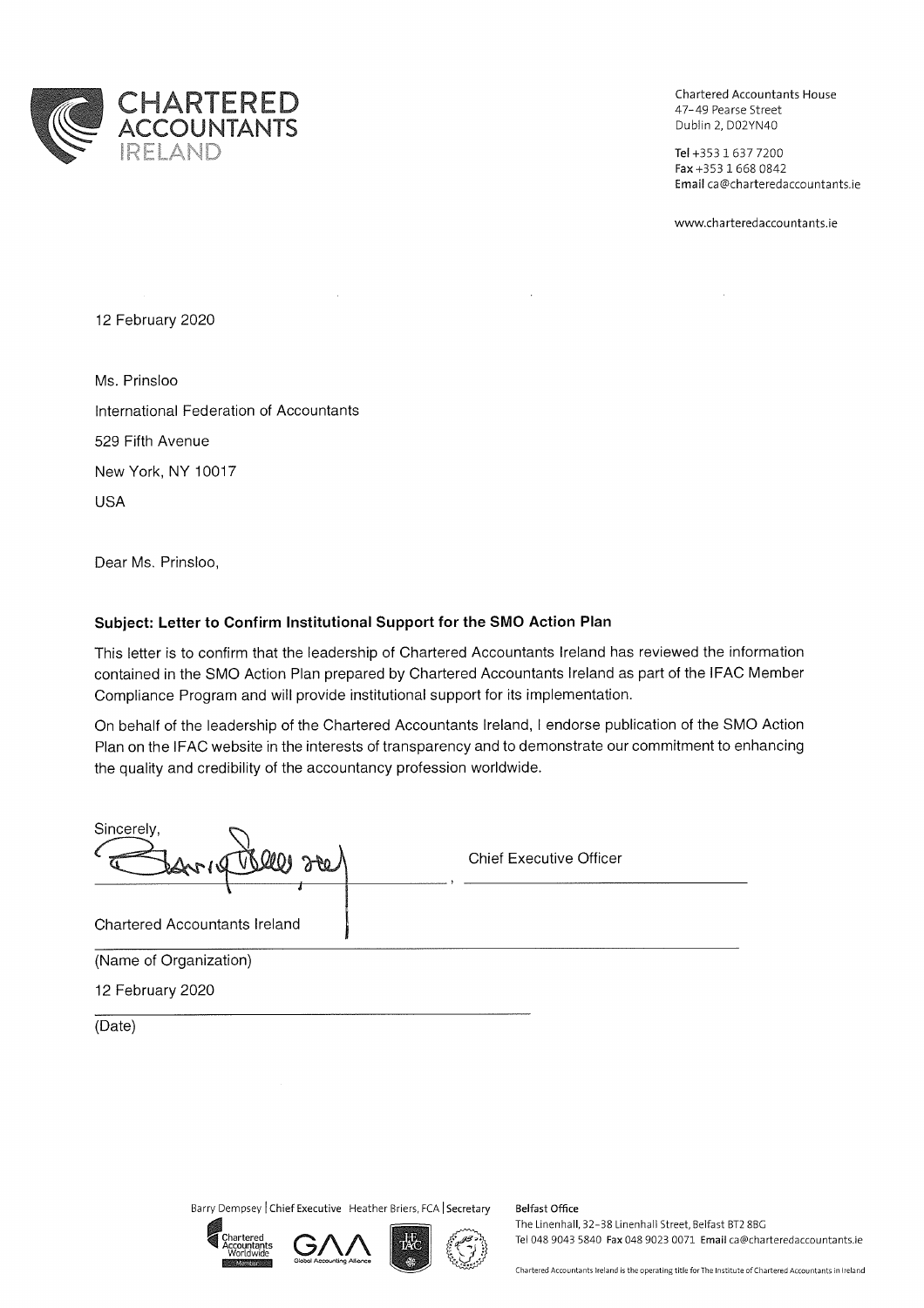CHARTERED ACCOUNTANTS IRELAND

Chartered Accountants House
47-49 Pearse Street
Dublin 2, D02YN40

**Tel** +353 1 637 7200
**Fax** +353 1 668 0842
**Email** ca@charteredaccountants.ie

www.charteredaccountants.ie

12 February 2020

Ms. Prinsloo
International Federation of Accountants
529 Fifth Avenue
New York, NY 10017
USA

Dear Ms. Prinsloo,

**Subject: Letter to Confirm Institutional Support for the SMO Action Plan**

This letter is to confirm that the leadership of Chartered Accountants Ireland has reviewed the information contained in the SMO Action Plan prepared by Chartered Accountants Ireland as part of the IFAC Member Compliance Program and will provide institutional support for its implementation.

On behalf of the leadership of the Chartered Accountants Ireland, I endorse publication of the SMO Action Plan on the IFAC website in the interests of transparency and to demonstrate our commitment to enhancing the quality and credibility of the accountancy profession worldwide.

Sincerely,

_______________________, Chief Executive Officer

Chartered Accountants Ireland
(Name of Organization)

12 February 2020
(Date)

Barry Dempsey | **Chief Executive** Heather Briers, FCA | **Secretary**

**Belfast Office**
The Linenhall, 32-38 Linenhall Street, Belfast BT2 8BG
Tel 048 9043 5840 **Fax** 048 9023 0071 **Email** ca@charteredaccountants.ie

Chartered Accountants Ireland is the operating title for The Institute of Chartered Accountants in Ireland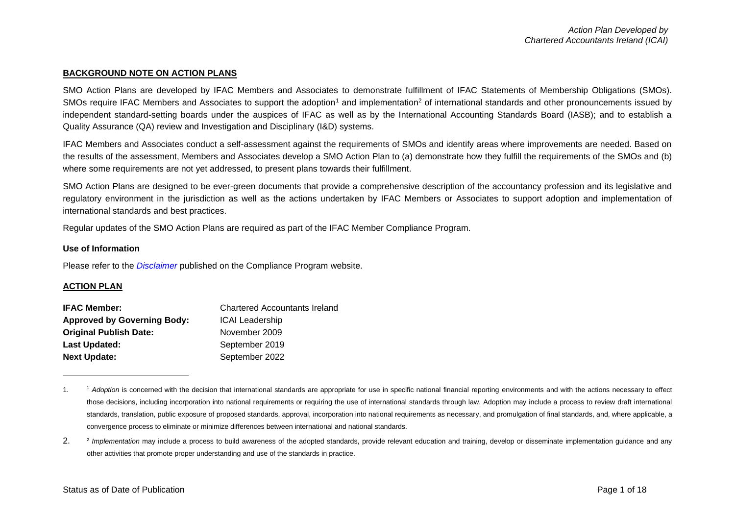## BACKGROUND NOTE ON ACTION PLANS

SMO Action Plans are developed by IFAC Members and Associates to demonstrate fulfillment of IFAC Statements of Membership Obligations (SMOs). SMOs require IFAC Members and Associates to support the adoption[1] and implementation[2] of international standards and other pronouncements issued by independent standard-setting boards under the auspices of IFAC as well as by the International Accounting Standards Board (IASB); and to establish a Quality Assurance (QA) review and Investigation and Disciplinary (I&D) systems.

IFAC Members and Associates conduct a self-assessment against the requirements of SMOs and identify areas where improvements are needed. Based on the results of the assessment, Members and Associates develop a SMO Action Plan to (a) demonstrate how they fulfill the requirements of the SMOs and (b) where some requirements are not yet addressed, to present plans towards their fulfillment.

SMO Action Plans are designed to be ever-green documents that provide a comprehensive description of the accountancy profession and its legislative and regulatory environment in the jurisdiction as well as the actions undertaken by IFAC Members or Associates to support adoption and implementation of international standards and best practices.

Regular updates of the SMO Action Plans are required as part of the IFAC Member Compliance Program.

### Use of Information

Please refer to the *Disclaimer* published on the Compliance Program website.

## ACTION PLAN

| | |
|---|---|
| **IFAC Member:** | Chartered Accountants Ireland |
| **Approved by Governing Body:** | ICAI Leadership |
| **Original Publish Date:** | November 2009 |
| **Last Updated:** | September 2019 |
| **Next Update:** | September 2022 |

1. [1] *Adoption* is concerned with the decision that international standards are appropriate for use in specific national financial reporting environments and with the actions necessary to effect those decisions, including incorporation into national requirements or requiring the use of international standards through law. Adoption may include a process to review draft international standards, translation, public exposure of proposed standards, approval, incorporation into national requirements as necessary, and promulgation of final standards, and, where applicable, a convergence process to eliminate or minimize differences between international and national standards.

2. [2] *Implementation* may include a process to build awareness of the adopted standards, provide relevant education and training, develop or disseminate implementation guidance and any other activities that promote proper understanding and use of the standards in practice.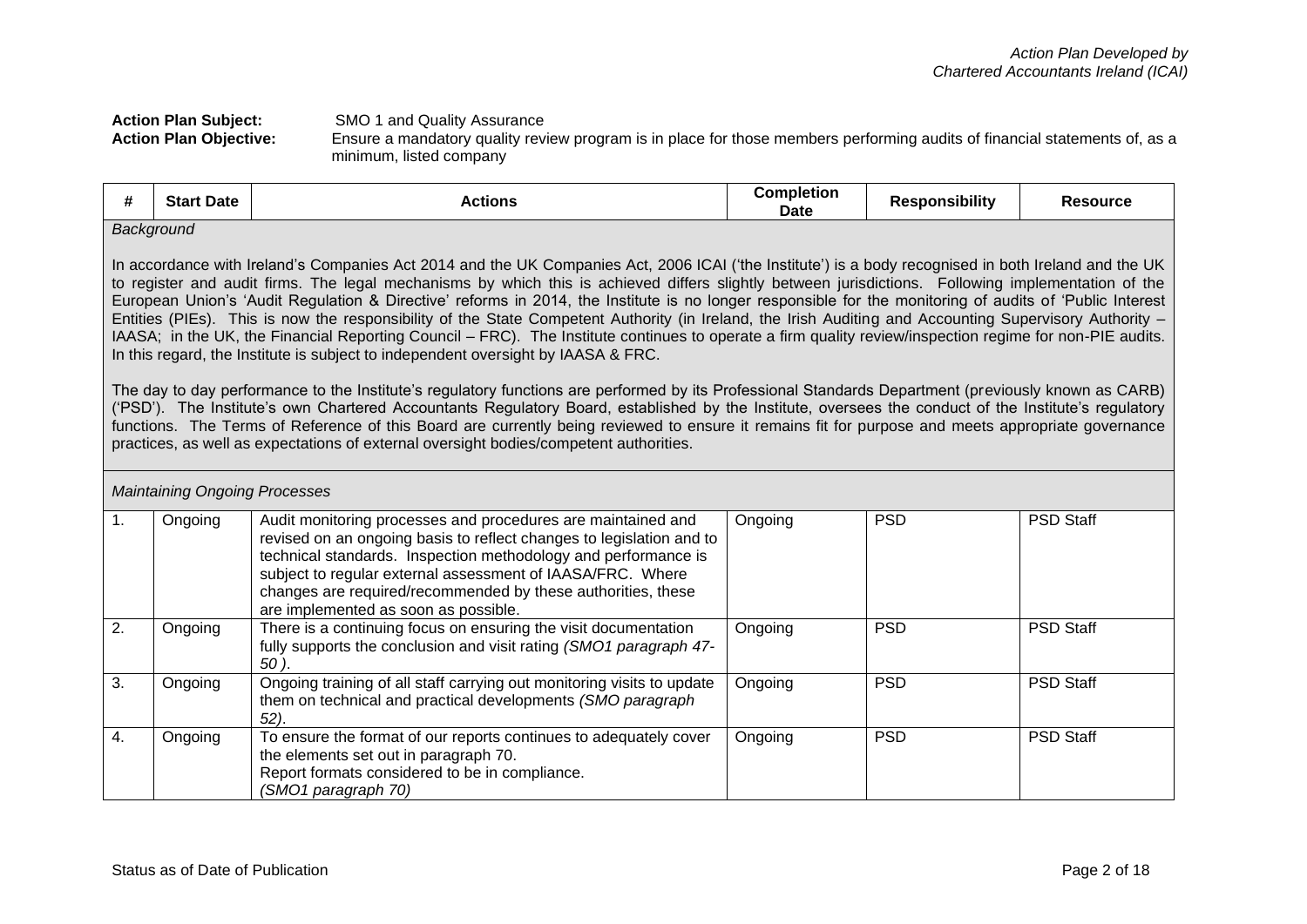**Action Plan Subject:** SMO 1 and Quality Assurance

**Action Plan Objective:** Ensure a mandatory quality review program is in place for those members performing audits of financial statements of, as a minimum, listed company

| # | Start Date | Actions | Completion Date | Responsibility | Resource |
|---|---|---|---|---|---|
| *Background*<br><br>In accordance with Ireland's Companies Act 2014 and the UK Companies Act, 2006 ICAI ('the Institute') is a body recognised in both Ireland and the UK to register and audit firms. The legal mechanisms by which this is achieved differs slightly between jurisdictions. Following implementation of the European Union's 'Audit Regulation & Directive' reforms in 2014, the Institute is no longer responsible for the monitoring of audits of 'Public Interest Entities (PIEs). This is now the responsibility of the State Competent Authority (in Ireland, the Irish Auditing and Accounting Supervisory Authority – IAASA; in the UK, the Financial Reporting Council – FRC). The Institute continues to operate a firm quality review/inspection regime for non-PIE audits. In this regard, the Institute is subject to independent oversight by IAASA & FRC.<br><br>The day to day performance to the Institute's regulatory functions are performed by its Professional Standards Department (previously known as CARB) ('PSD'). The Institute's own Chartered Accountants Regulatory Board, established by the Institute, oversees the conduct of the Institute's regulatory functions. The Terms of Reference of this Board are currently being reviewed to ensure it remains fit for purpose and meets appropriate governance practices, as well as expectations of external oversight bodies/competent authorities. | | | | | |
| *Maintaining Ongoing Processes* | | | | | |
| 1. | Ongoing | Audit monitoring processes and procedures are maintained and revised on an ongoing basis to reflect changes to legislation and to technical standards. Inspection methodology and performance is subject to regular external assessment of IAASA/FRC. Where changes are required/recommended by these authorities, these are implemented as soon as possible. | Ongoing | PSD | PSD Staff |
| 2. | Ongoing | There is a continuing focus on ensuring the visit documentation fully supports the conclusion and visit rating *(SMO1 paragraph 47-50 )*. | Ongoing | PSD | PSD Staff |
| 3. | Ongoing | Ongoing training of all staff carrying out monitoring visits to update them on technical and practical developments *(SMO paragraph 52)*. | Ongoing | PSD | PSD Staff |
| 4. | Ongoing | To ensure the format of our reports continues to adequately cover the elements set out in paragraph 70.<br>Report formats considered to be in compliance.<br>*(SMO1 paragraph 70)* | Ongoing | PSD | PSD Staff |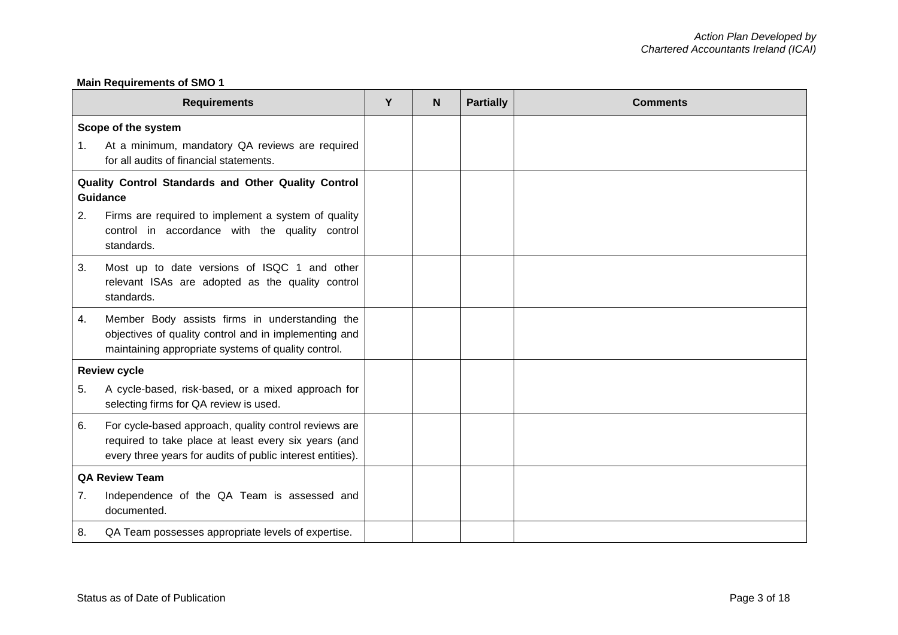**Main Requirements of SMO 1**

| Requirements | Y | N | Partially | Comments |
|---|---|---|---|---|
| **Scope of the system**<br>1. At a minimum, mandatory QA reviews are required for all audits of financial statements. | | | | |
| **Quality Control Standards and Other Quality Control Guidance**<br>2. Firms are required to implement a system of quality control in accordance with the quality control standards. | | | | |
| 3. Most up to date versions of ISQC 1 and other relevant ISAs are adopted as the quality control standards. | | | | |
| 4. Member Body assists firms in understanding the objectives of quality control and in implementing and maintaining appropriate systems of quality control. | | | | |
| **Review cycle**<br>5. A cycle-based, risk-based, or a mixed approach for selecting firms for QA review is used. | | | | |
| 6. For cycle-based approach, quality control reviews are required to take place at least every six years (and every three years for audits of public interest entities). | | | | |
| **QA Review Team**<br>7. Independence of the QA Team is assessed and documented. | | | | |
| 8. QA Team possesses appropriate levels of expertise. | | | | |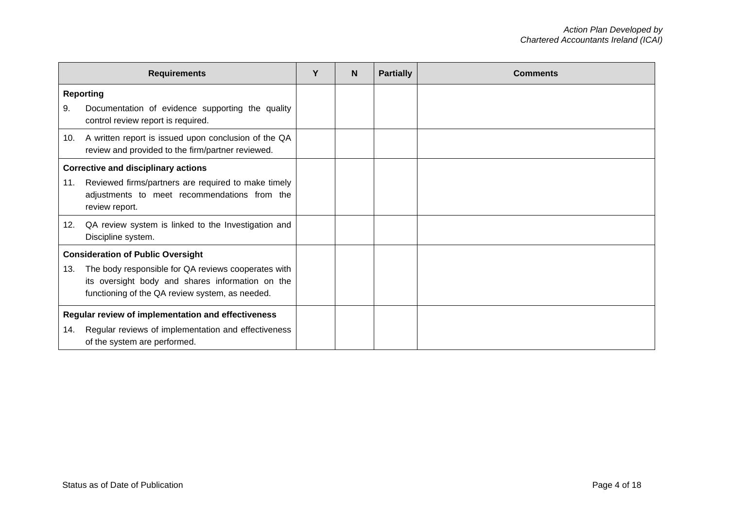| Requirements | Y | N | Partially | Comments |
|---|---|---|---|---|
| **Reporting**<br>9. Documentation of evidence supporting the quality control review report is required. | | | | |
| 10. A written report is issued upon conclusion of the QA review and provided to the firm/partner reviewed. | | | | |
| **Corrective and disciplinary actions**<br>11. Reviewed firms/partners are required to make timely adjustments to meet recommendations from the review report. | | | | |
| 12. QA review system is linked to the Investigation and Discipline system. | | | | |
| **Consideration of Public Oversight**<br>13. The body responsible for QA reviews cooperates with its oversight body and shares information on the functioning of the QA review system, as needed. | | | | |
| **Regular review of implementation and effectiveness**<br>14. Regular reviews of implementation and effectiveness of the system are performed. | | | | |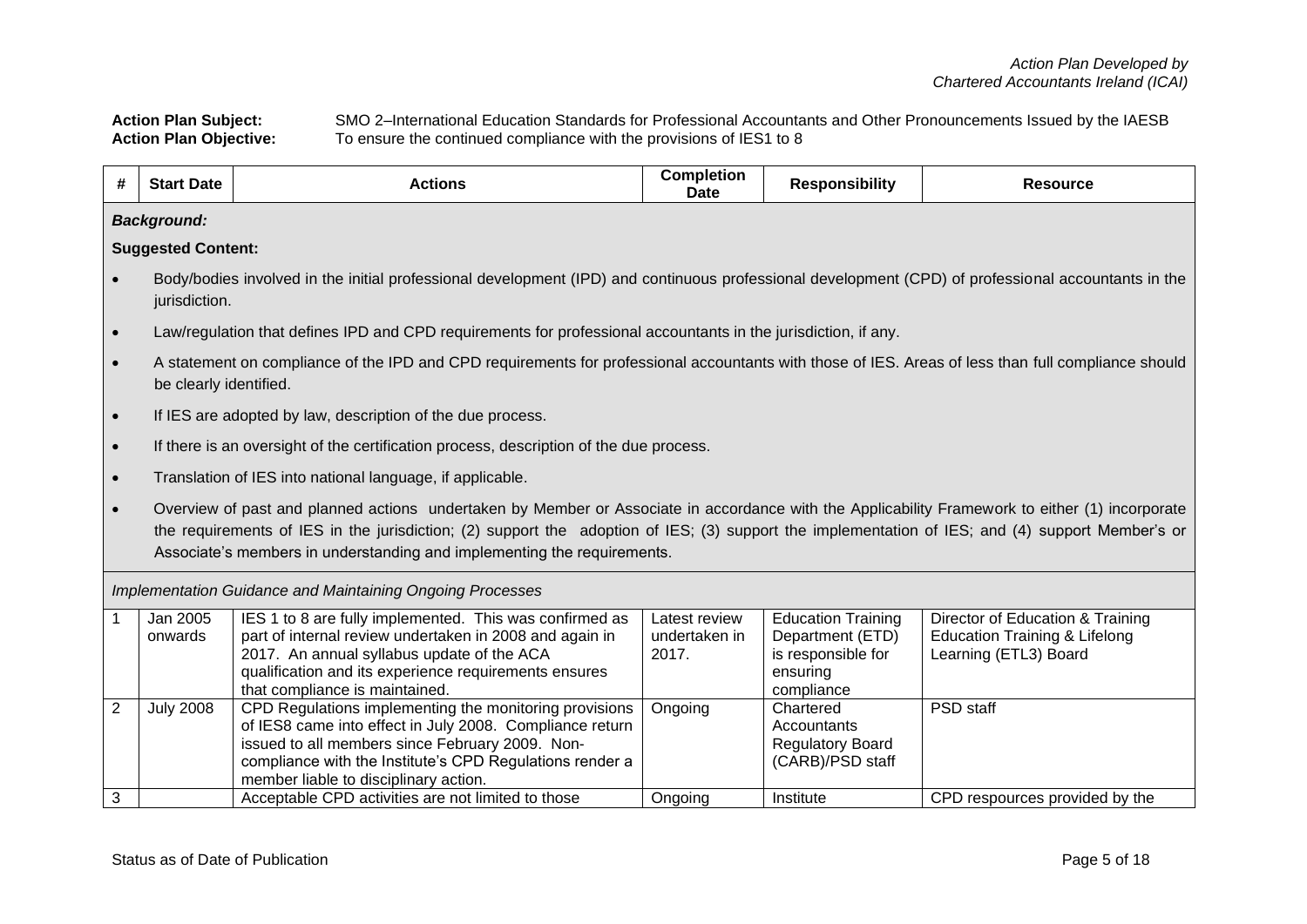**Action Plan Subject:** SMO 2–International Education Standards for Professional Accountants and Other Pronouncements Issued by the IAESB
**Action Plan Objective:** To ensure the continued compliance with the provisions of IES1 to 8

| # | Start Date | Actions | Completion Date | Responsibility | Resource |
|---|---|---|---|---|---|
| ***Background:*** | | | | | |
| **Suggested Content:** | | | | | |
| • Body/bodies involved in the initial professional development (IPD) and continuous professional development (CPD) of professional accountants in the jurisdiction. | | | | | |
| • Law/regulation that defines IPD and CPD requirements for professional accountants in the jurisdiction, if any. | | | | | |
| • A statement on compliance of the IPD and CPD requirements for professional accountants with those of IES. Areas of less than full compliance should be clearly identified. | | | | | |
| • If IES are adopted by law, description of the due process. | | | | | |
| • If there is an oversight of the certification process, description of the due process. | | | | | |
| • Translation of IES into national language, if applicable. | | | | | |
| • Overview of past and planned actions undertaken by Member or Associate in accordance with the Applicability Framework to either (1) incorporate the requirements of IES in the jurisdiction; (2) support the adoption of IES; (3) support the implementation of IES; and (4) support Member's or Associate's members in understanding and implementing the requirements. | | | | | |
| *Implementation Guidance and Maintaining Ongoing Processes* | | | | | |
| 1 | Jan 2005 onwards | IES 1 to 8 are fully implemented. This was confirmed as part of internal review undertaken in 2008 and again in 2017. An annual syllabus update of the ACA qualification and its experience requirements ensures that compliance is maintained. | Latest review undertaken in 2017. | Education Training Department (ETD) is responsible for ensuring compliance | Director of Education & Training Education Training & Lifelong Learning (ETL3) Board |
| 2 | July 2008 | CPD Regulations implementing the monitoring provisions of IES8 came into effect in July 2008. Compliance return issued to all members since February 2009. Non-compliance with the Institute's CPD Regulations render a member liable to disciplinary action. | Ongoing | Chartered Accountants Regulatory Board (CARB)/PSD staff | PSD staff |
| 3 | | Acceptable CPD activities are not limited to those | Ongoing | Institute | CPD respources provided by the |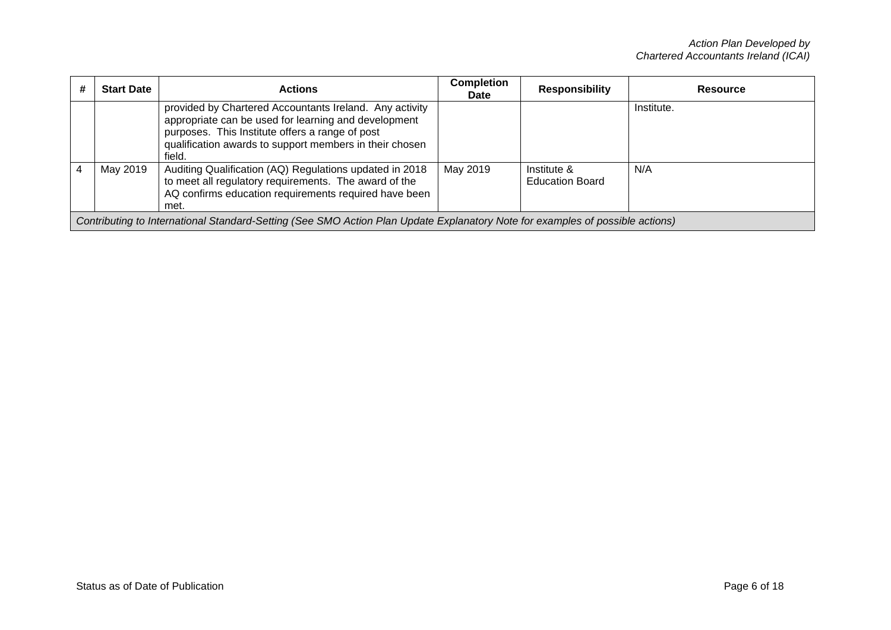| # | Start Date | Actions | Completion Date | Responsibility | Resource |
|---|---|---|---|---|---|
| | | provided by Chartered Accountants Ireland. Any activity appropriate can be used for learning and development purposes. This Institute offers a range of post qualification awards to support members in their chosen field. | | | Institute. |
| 4 | May 2019 | Auditing Qualification (AQ) Regulations updated in 2018 to meet all regulatory requirements. The award of the AQ confirms education requirements required have been met. | May 2019 | Institute & Education Board | N/A |
| *Contributing to International Standard-Setting (See SMO Action Plan Update Explanatory Note for examples of possible actions)* | | | | | |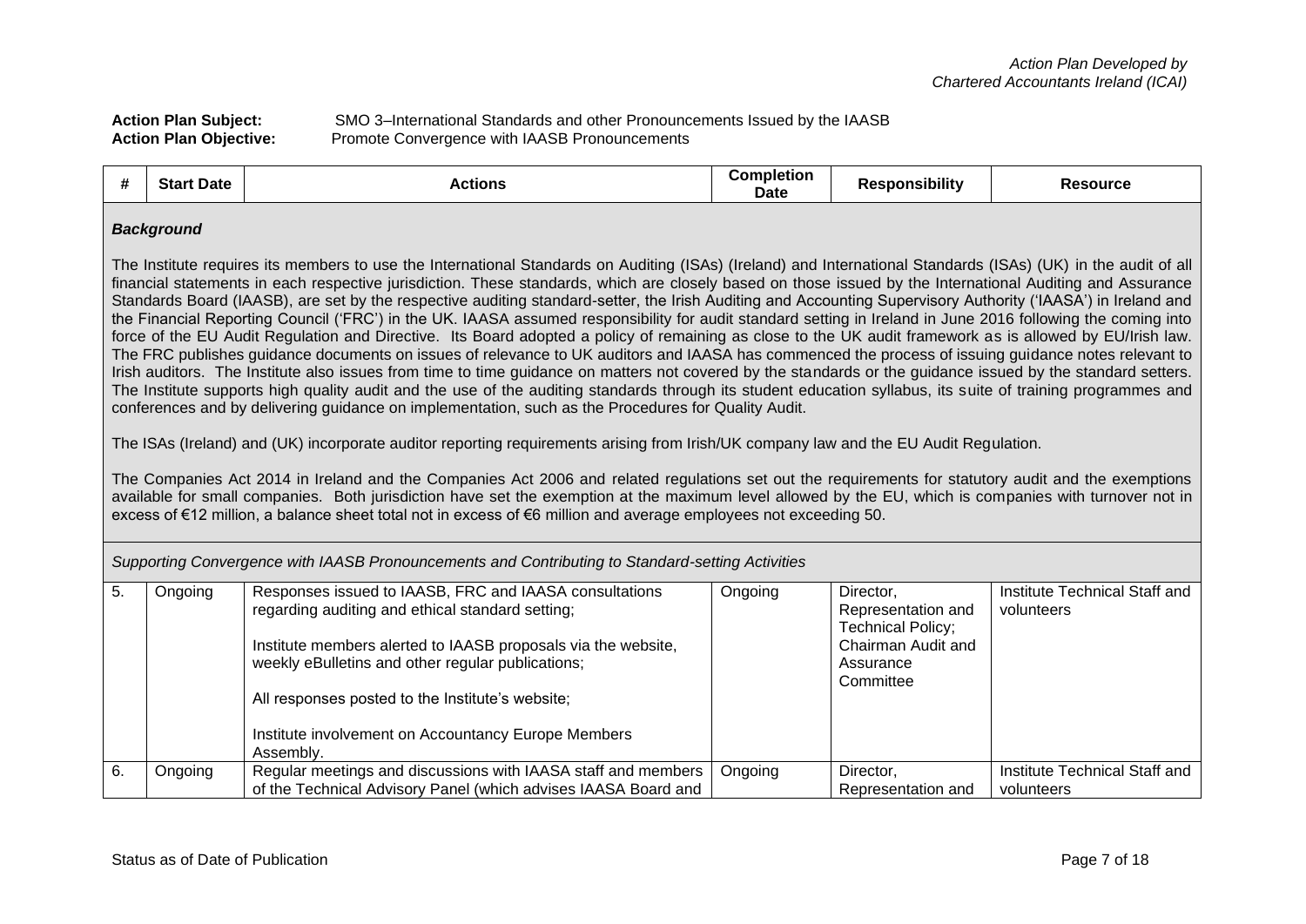*Action Plan Developed by Chartered Accountants Ireland (ICAI)*

**Action Plan Subject:** SMO 3–International Standards and other Pronouncements Issued by the IAASB
**Action Plan Objective:** Promote Convergence with IAASB Pronouncements

| # | Start Date | Actions | Completion Date | Responsibility | Resource |
|---|---|---|---|---|---|
| ***Background*** | | | | | |
| The Institute requires its members to use the International Standards on Auditing (ISAs) (Ireland) and International Standards (ISAs) (UK) in the audit of all financial statements in each respective jurisdiction. These standards, which are closely based on those issued by the International Auditing and Assurance Standards Board (IAASB), are set by the respective auditing standard-setter, the Irish Auditing and Accounting Supervisory Authority ('IAASA') in Ireland and the Financial Reporting Council ('FRC') in the UK. IAASA assumed responsibility for audit standard setting in Ireland in June 2016 following the coming into force of the EU Audit Regulation and Directive. Its Board adopted a policy of remaining as close to the UK audit framework as is allowed by EU/Irish law. The FRC publishes guidance documents on issues of relevance to UK auditors and IAASA has commenced the process of issuing guidance notes relevant to Irish auditors. The Institute also issues from time to time guidance on matters not covered by the standards or the guidance issued by the standard setters. The Institute supports high quality audit and the use of the auditing standards through its student education syllabus, its suite of training programmes and conferences and by delivering guidance on implementation, such as the Procedures for Quality Audit.<br><br>The ISAs (Ireland) and (UK) incorporate auditor reporting requirements arising from Irish/UK company law and the EU Audit Regulation.<br><br>The Companies Act 2014 in Ireland and the Companies Act 2006 and related regulations set out the requirements for statutory audit and the exemptions available for small companies. Both jurisdiction have set the exemption at the maximum level allowed by the EU, which is companies with turnover not in excess of €12 million, a balance sheet total not in excess of €6 million and average employees not exceeding 50. | | | | | |
| *Supporting Convergence with IAASB Pronouncements and Contributing to Standard-setting Activities* | | | | | |
| 5. | Ongoing | Responses issued to IAASB, FRC and IAASA consultations regarding auditing and ethical standard setting;<br><br>Institute members alerted to IAASB proposals via the website, weekly eBulletins and other regular publications;<br><br>All responses posted to the Institute's website;<br><br>Institute involvement on Accountancy Europe Members Assembly. | Ongoing | Director, Representation and Technical Policy; Chairman Audit and Assurance Committee | Institute Technical Staff and volunteers |
| 6. | Ongoing | Regular meetings and discussions with IAASA staff and members of the Technical Advisory Panel (which advises IAASA Board and | Ongoing | Director, Representation and | Institute Technical Staff and volunteers |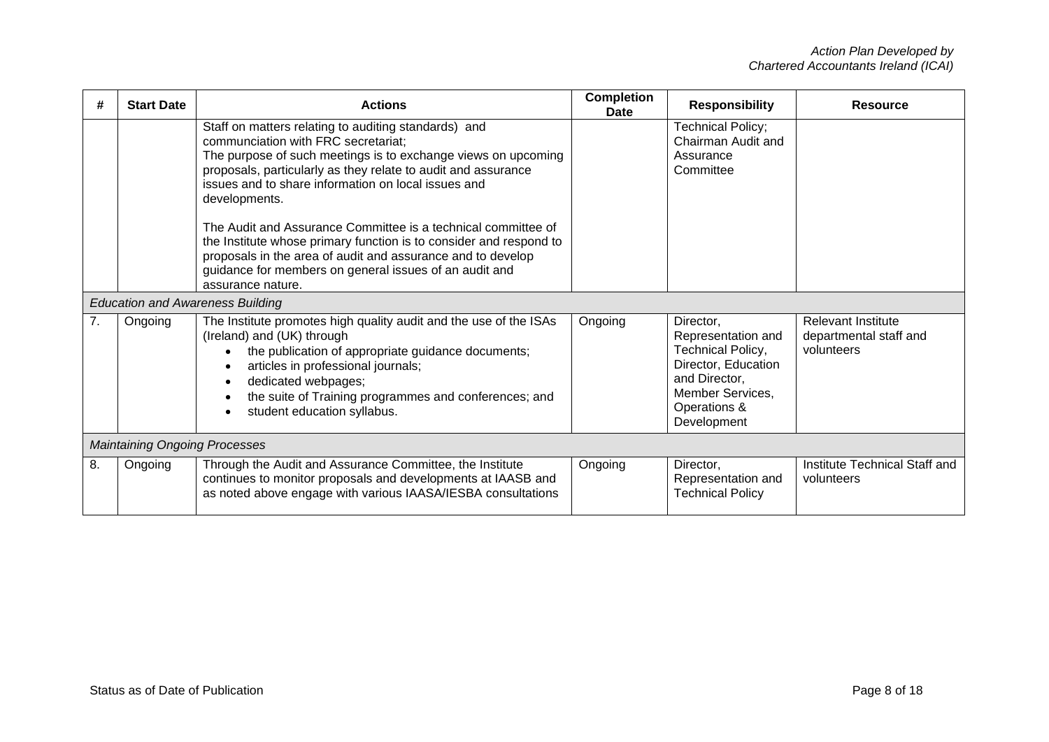| # | Start Date | Actions | Completion Date | Responsibility | Resource |
|---|---|---|---|---|---|
| | | Staff on matters relating to auditing standards) and communciation with FRC secretariat;<br>The purpose of such meetings is to exchange views on upcoming proposals, particularly as they relate to audit and assurance issues and to share information on local issues and developments.<br><br>The Audit and Assurance Committee is a technical committee of the Institute whose primary function is to consider and respond to proposals in the area of audit and assurance and to develop guidance for members on general issues of an audit and assurance nature. | | Technical Policy; Chairman Audit and Assurance Committee | |
| *Education and Awareness Building* | | | | | |
| 7. | Ongoing | The Institute promotes high quality audit and the use of the ISAs (Ireland) and (UK) through<br>• the publication of appropriate guidance documents;<br>• articles in professional journals;<br>• dedicated webpages;<br>• the suite of Training programmes and conferences; and<br>• student education syllabus. | Ongoing | Director, Representation and Technical Policy, Director, Education and Director, Member Services, Operations & Development | Relevant Institute departmental staff and volunteers |
| *Maintaining Ongoing Processes* | | | | | |
| 8. | Ongoing | Through the Audit and Assurance Committee, the Institute continues to monitor proposals and developments at IAASB and as noted above engage with various IAASA/IESBA consultations | Ongoing | Director, Representation and Technical Policy | Institute Technical Staff and volunteers |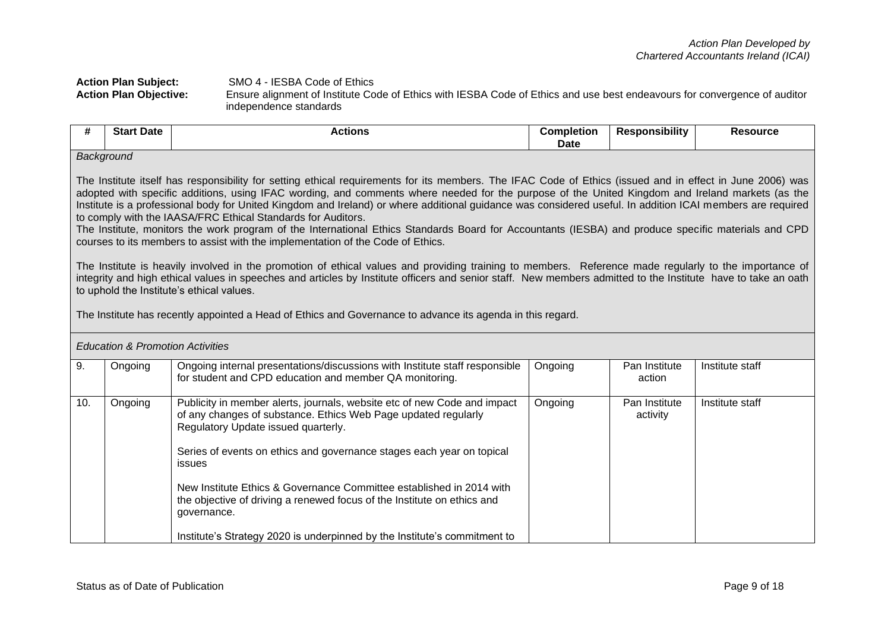*Action Plan Developed by Chartered Accountants Ireland (ICAI)*

**Action Plan Subject:** SMO 4 - IESBA Code of Ethics

**Action Plan Objective:** Ensure alignment of Institute Code of Ethics with IESBA Code of Ethics and use best endeavours for convergence of auditor independence standards

| # | Start Date | Actions | Completion Date | Responsibility | Resource |
|---|---|---|---|---|---|
| *Background*<br><br>The Institute itself has responsibility for setting ethical requirements for its members. The IFAC Code of Ethics (issued and in effect in June 2006) was adopted with specific additions, using IFAC wording, and comments where needed for the purpose of the United Kingdom and Ireland markets (as the Institute is a professional body for United Kingdom and Ireland) or where additional guidance was considered useful. In addition ICAI members are required to comply with the IAASA/FRC Ethical Standards for Auditors.<br>The Institute, monitors the work program of the International Ethics Standards Board for Accountants (IESBA) and produce specific materials and CPD courses to its members to assist with the implementation of the Code of Ethics.<br><br>The Institute is heavily involved in the promotion of ethical values and providing training to members. Reference made regularly to the importance of integrity and high ethical values in speeches and articles by Institute officers and senior staff. New members admitted to the Institute have to take an oath to uphold the Institute's ethical values.<br><br>The Institute has recently appointed a Head of Ethics and Governance to advance its agenda in this regard. | | | | | |
| *Education & Promotion Activities* | | | | | |
| 9. | Ongoing | Ongoing internal presentations/discussions with Institute staff responsible for student and CPD education and member QA monitoring. | Ongoing | Pan Institute action | Institute staff |
| 10. | Ongoing | Publicity in member alerts, journals, website etc of new Code and impact of any changes of substance. Ethics Web Page updated regularly Regulatory Update issued quarterly.<br><br>Series of events on ethics and governance stages each year on topical issues<br><br>New Institute Ethics & Governance Committee established in 2014 with the objective of driving a renewed focus of the Institute on ethics and governance.<br><br>Institute's Strategy 2020 is underpinned by the Institute's commitment to | Ongoing | Pan Institute activity | Institute staff |

Status as of Date of Publication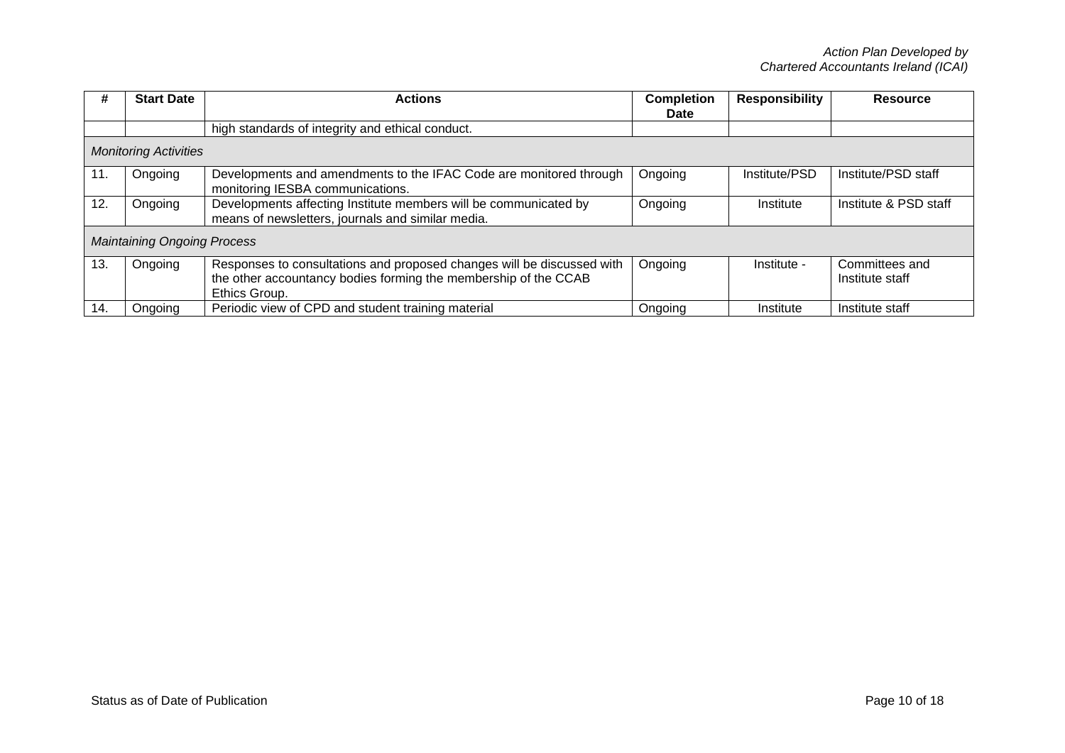| # | Start Date | Actions | Completion Date | Responsibility | Resource |
|---|---|---|---|---|---|
| | | high standards of integrity and ethical conduct. | | | |
| *Monitoring Activities* | | | | | |
| 11. | Ongoing | Developments and amendments to the IFAC Code are monitored through monitoring IESBA communications. | Ongoing | Institute/PSD | Institute/PSD staff |
| 12. | Ongoing | Developments affecting Institute members will be communicated by means of newsletters, journals and similar media. | Ongoing | Institute | Institute & PSD staff |
| *Maintaining Ongoing Process* | | | | | |
| 13. | Ongoing | Responses to consultations and proposed changes will be discussed with the other accountancy bodies forming the membership of the CCAB Ethics Group. | Ongoing | Institute - | Committees and Institute staff |
| 14. | Ongoing | Periodic view of CPD and student training material | Ongoing | Institute | Institute staff |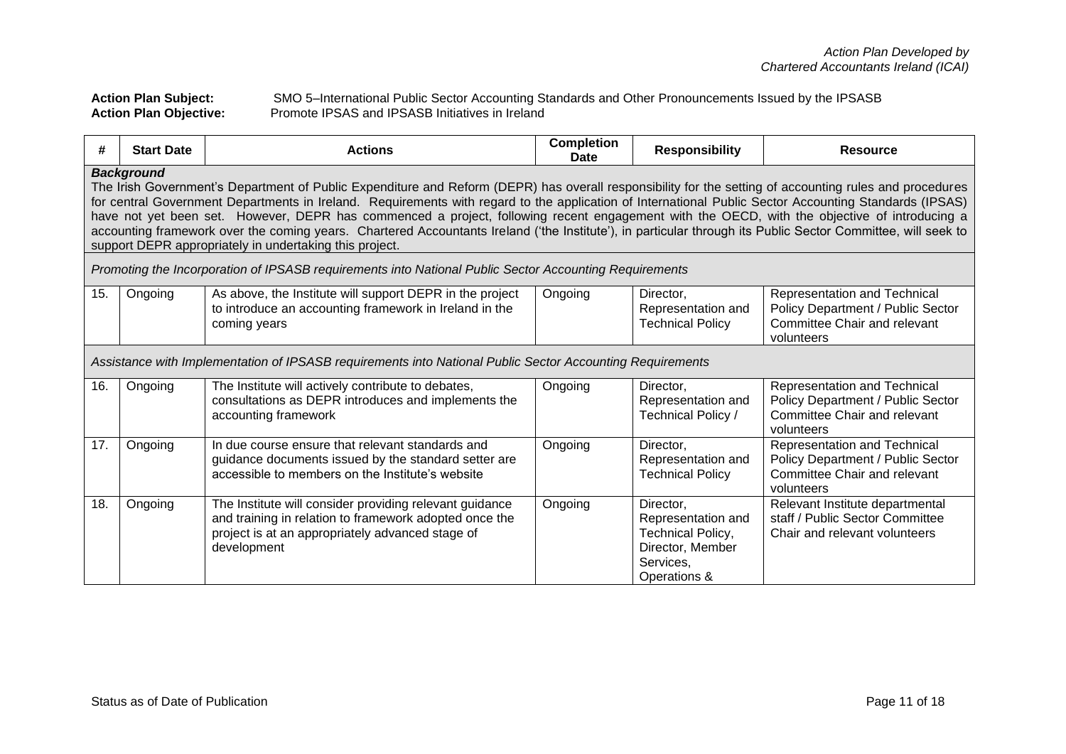*Action Plan Developed by Chartered Accountants Ireland (ICAI)*

**Action Plan Subject:** SMO 5–International Public Sector Accounting Standards and Other Pronouncements Issued by the IPSASB
**Action Plan Objective:** Promote IPSAS and IPSASB Initiatives in Ireland

| # | Start Date | Actions | Completion Date | Responsibility | Resource |
|---|---|---|---|---|---|
| ***Background*** The Irish Government's Department of Public Expenditure and Reform (DEPR) has overall responsibility for the setting of accounting rules and procedures for central Government Departments in Ireland. Requirements with regard to the application of International Public Sector Accounting Standards (IPSAS) have not yet been set. However, DEPR has commenced a project, following recent engagement with the OECD, with the objective of introducing a accounting framework over the coming years. Chartered Accountants Ireland ('the Institute'), in particular through its Public Sector Committee, will seek to support DEPR appropriately in undertaking this project. | | | | | |
| *Promoting the Incorporation of IPSASB requirements into National Public Sector Accounting Requirements* | | | | | |
| 15. | Ongoing | As above, the Institute will support DEPR in the project to introduce an accounting framework in Ireland in the coming years | Ongoing | Director, Representation and Technical Policy | Representation and Technical Policy Department / Public Sector Committee Chair and relevant volunteers |
| *Assistance with Implementation of IPSASB requirements into National Public Sector Accounting Requirements* | | | | | |
| 16. | Ongoing | The Institute will actively contribute to debates, consultations as DEPR introduces and implements the accounting framework | Ongoing | Director, Representation and Technical Policy / | Representation and Technical Policy Department / Public Sector Committee Chair and relevant volunteers |
| 17. | Ongoing | In due course ensure that relevant standards and guidance documents issued by the standard setter are accessible to members on the Institute's website | Ongoing | Director, Representation and Technical Policy | Representation and Technical Policy Department / Public Sector Committee Chair and relevant volunteers |
| 18. | Ongoing | The Institute will consider providing relevant guidance and training in relation to framework adopted once the project is at an appropriately advanced stage of development | Ongoing | Director, Representation and Technical Policy, Director, Member Services, Operations & | Relevant Institute departmental staff / Public Sector Committee Chair and relevant volunteers |

Status as of Date of Publication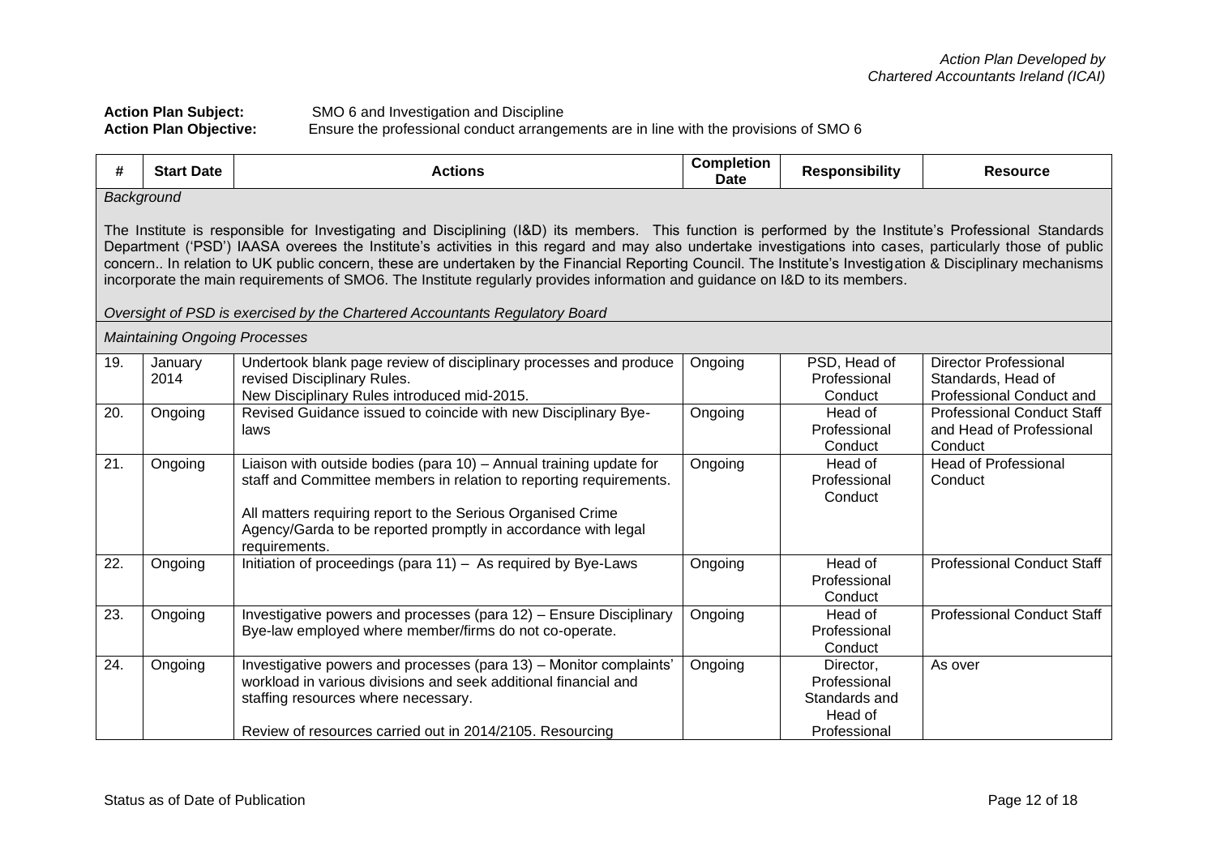*Action Plan Developed by Chartered Accountants Ireland (ICAI)*

**Action Plan Subject:** SMO 6 and Investigation and Discipline
**Action Plan Objective:** Ensure the professional conduct arrangements are in line with the provisions of SMO 6

| # | Start Date | Actions | Completion Date | Responsibility | Resource |
|---|---|---|---|---|---|
| *Background*<br><br>The Institute is responsible for Investigating and Disciplining (I&D) its members. This function is performed by the Institute's Professional Standards Department ('PSD') IAASA overees the Institute's activities in this regard and may also undertake investigations into cases, particularly those of public concern.. In relation to UK public concern, these are undertaken by the Financial Reporting Council. The Institute's Investigation & Disciplinary mechanisms incorporate the main requirements of SMO6. The Institute regularly provides information and guidance on I&D to its members.<br><br>*Oversight of PSD is exercised by the Chartered Accountants Regulatory Board* | | | | | |
| *Maintaining Ongoing Processes* | | | | | |
| 19. | January 2014 | Undertook blank page review of disciplinary processes and produce revised Disciplinary Rules.<br>New Disciplinary Rules introduced mid-2015. | Ongoing | PSD, Head of Professional Conduct | Director Professional Standards, Head of Professional Conduct and |
| 20. | Ongoing | Revised Guidance issued to coincide with new Disciplinary Bye-laws | Ongoing | Head of Professional Conduct | Professional Conduct Staff and Head of Professional Conduct |
| 21. | Ongoing | Liaison with outside bodies (para 10) – Annual training update for staff and Committee members in relation to reporting requirements.<br><br>All matters requiring report to the Serious Organised Crime Agency/Garda to be reported promptly in accordance with legal requirements. | Ongoing | Head of Professional Conduct | Head of Professional Conduct |
| 22. | Ongoing | Initiation of proceedings (para 11) – As required by Bye-Laws | Ongoing | Head of Professional Conduct | Professional Conduct Staff |
| 23. | Ongoing | Investigative powers and processes (para 12) – Ensure Disciplinary Bye-law employed where member/firms do not co-operate. | Ongoing | Head of Professional Conduct | Professional Conduct Staff |
| 24. | Ongoing | Investigative powers and processes (para 13) – Monitor complaints' workload in various divisions and seek additional financial and staffing resources where necessary.<br><br>Review of resources carried out in 2014/2105. Resourcing | Ongoing | Director, Professional Standards and Head of Professional | As over |

Status as of Date of Publication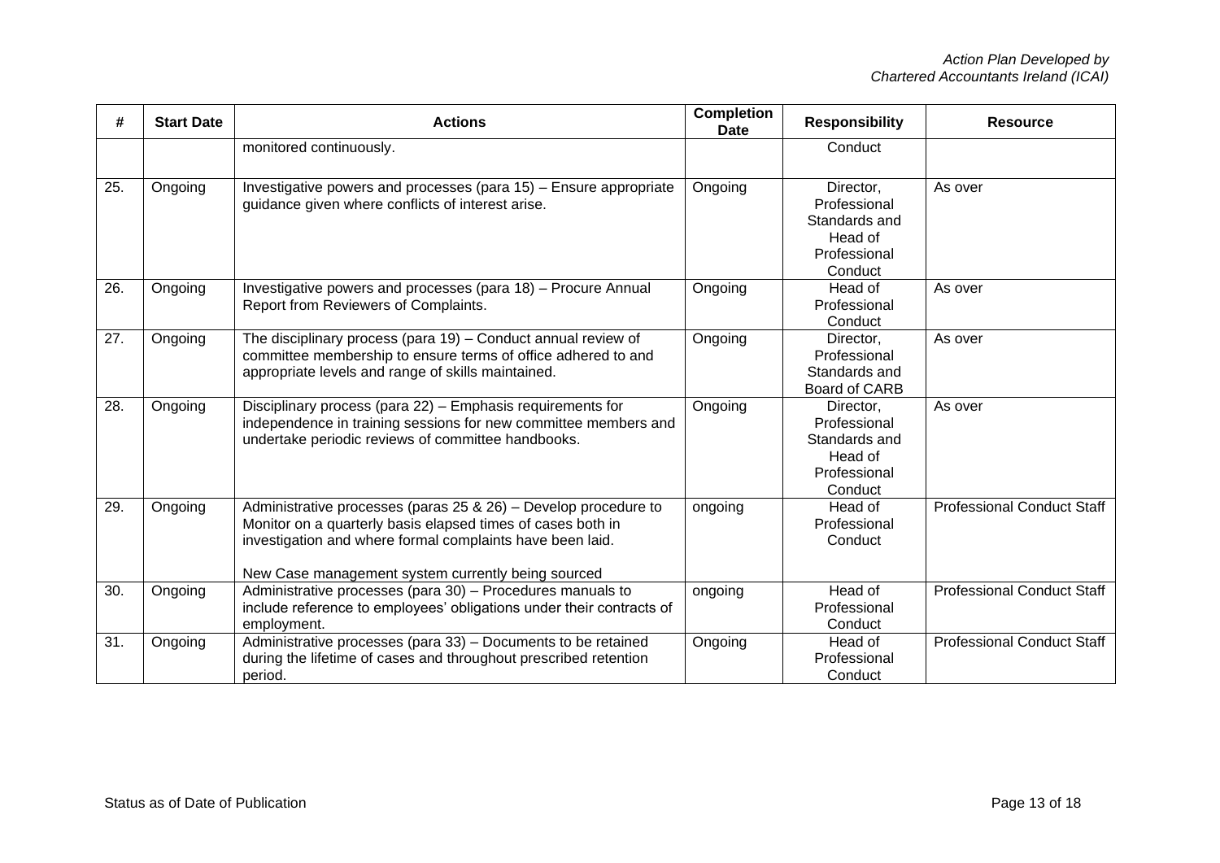| # | Start Date | Actions | Completion Date | Responsibility | Resource |
|---|---|---|---|---|---|
| | | monitored continuously. | | Conduct | |
| 25. | Ongoing | Investigative powers and processes (para 15) – Ensure appropriate guidance given where conflicts of interest arise. | Ongoing | Director, Professional Standards and Head of Professional Conduct | As over |
| 26. | Ongoing | Investigative powers and processes (para 18) – Procure Annual Report from Reviewers of Complaints. | Ongoing | Head of Professional Conduct | As over |
| 27. | Ongoing | The disciplinary process (para 19) – Conduct annual review of committee membership to ensure terms of office adhered to and appropriate levels and range of skills maintained. | Ongoing | Director, Professional Standards and Board of CARB | As over |
| 28. | Ongoing | Disciplinary process (para 22) – Emphasis requirements for independence in training sessions for new committee members and undertake periodic reviews of committee handbooks. | Ongoing | Director, Professional Standards and Head of Professional Conduct | As over |
| 29. | Ongoing | Administrative processes (paras 25 & 26) – Develop procedure to Monitor on a quarterly basis elapsed times of cases both in investigation and where formal complaints have been laid.<br><br>New Case management system currently being sourced | ongoing | Head of Professional Conduct | Professional Conduct Staff |
| 30. | Ongoing | Administrative processes (para 30) – Procedures manuals to include reference to employees' obligations under their contracts of employment. | ongoing | Head of Professional Conduct | Professional Conduct Staff |
| 31. | Ongoing | Administrative processes (para 33) – Documents to be retained during the lifetime of cases and throughout prescribed retention period. | Ongoing | Head of Professional Conduct | Professional Conduct Staff |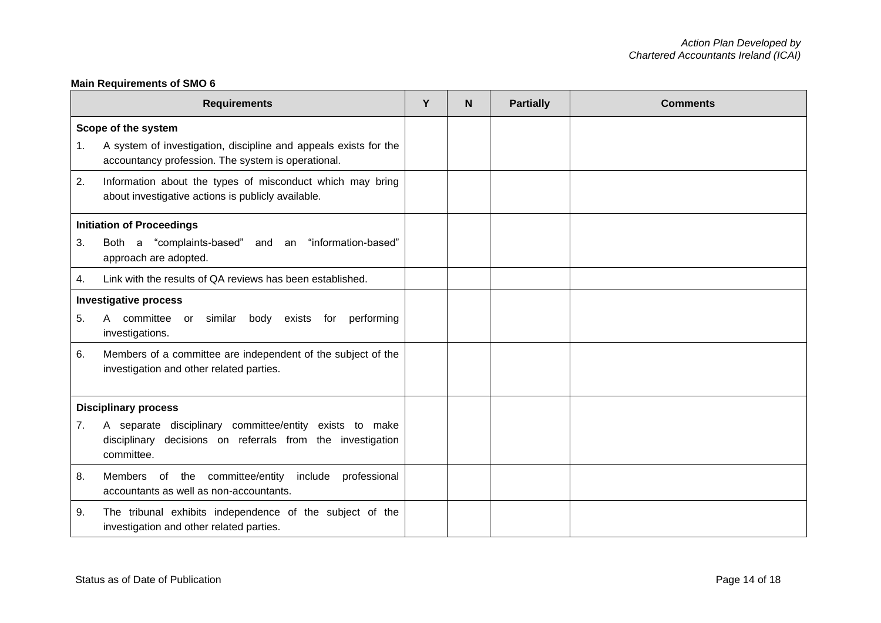**Main Requirements of SMO 6**

| Requirements | Y | N | Partially | Comments |
|---|---|---|---|---|
| **Scope of the system** | | | | |
| 1. A system of investigation, discipline and appeals exists for the accountancy profession. The system is operational. | | | | |
| 2. Information about the types of misconduct which may bring about investigative actions is publicly available. | | | | |
| **Initiation of Proceedings** | | | | |
| 3. Both a “complaints-based” and an “information-based” approach are adopted. | | | | |
| 4. Link with the results of QA reviews has been established. | | | | |
| **Investigative process** | | | | |
| 5. A committee or similar body exists for performing investigations. | | | | |
| 6. Members of a committee are independent of the subject of the investigation and other related parties. | | | | |
| **Disciplinary process** | | | | |
| 7. A separate disciplinary committee/entity exists to make disciplinary decisions on referrals from the investigation committee. | | | | |
| 8. Members of the committee/entity include professional accountants as well as non-accountants. | | | | |
| 9. The tribunal exhibits independence of the subject of the investigation and other related parties. | | | | |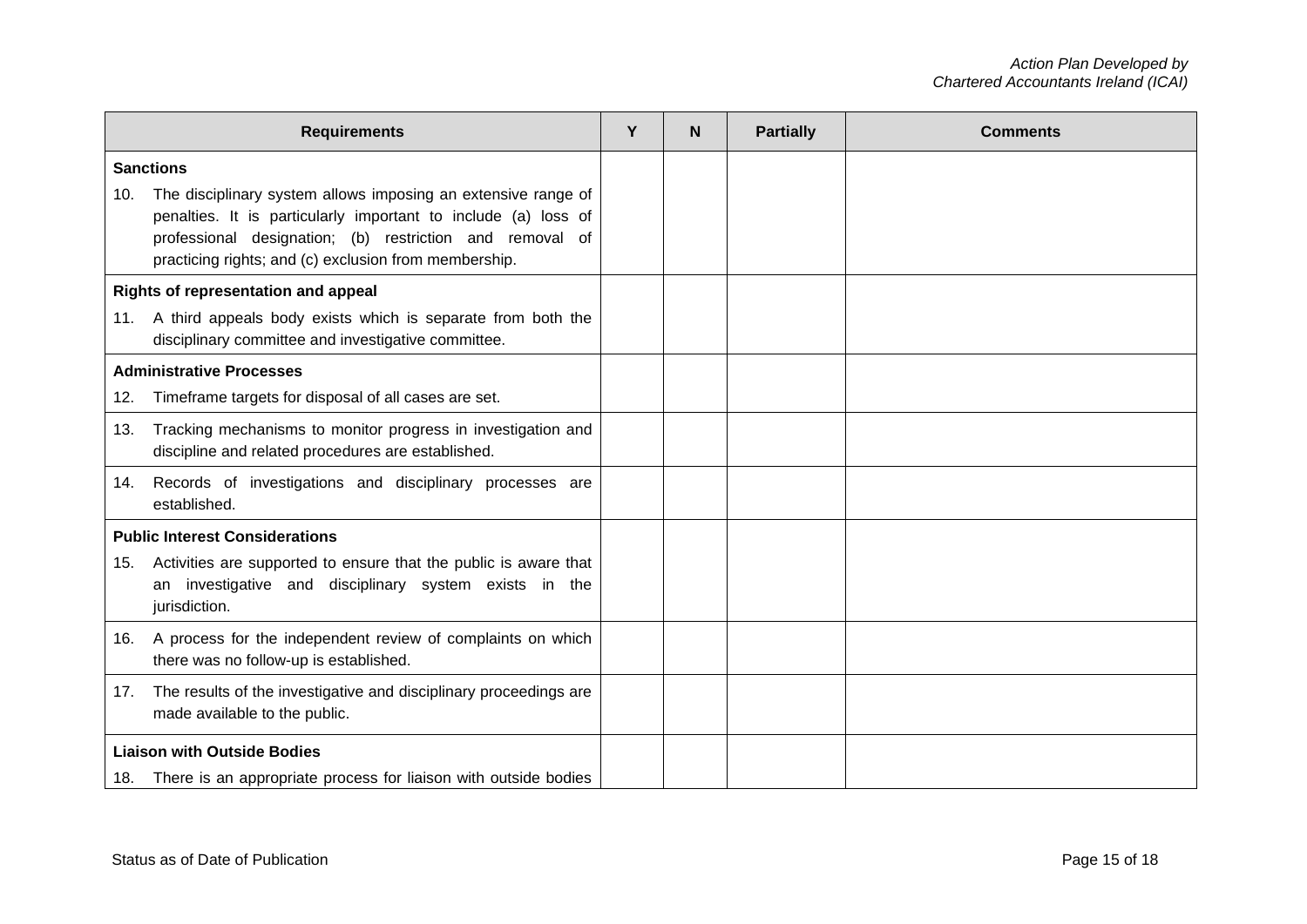| Requirements | Y | N | Partially | Comments |
| --- | --- | --- | --- | --- |
| **Sanctions** | | | | |
| 10. The disciplinary system allows imposing an extensive range of penalties. It is particularly important to include (a) loss of professional designation; (b) restriction and removal of practicing rights; and (c) exclusion from membership. | | | | |
| **Rights of representation and appeal** | | | | |
| 11. A third appeals body exists which is separate from both the disciplinary committee and investigative committee. | | | | |
| **Administrative Processes** | | | | |
| 12. Timeframe targets for disposal of all cases are set. | | | | |
| 13. Tracking mechanisms to monitor progress in investigation and discipline and related procedures are established. | | | | |
| 14. Records of investigations and disciplinary processes are established. | | | | |
| **Public Interest Considerations** | | | | |
| 15. Activities are supported to ensure that the public is aware that an investigative and disciplinary system exists in the jurisdiction. | | | | |
| 16. A process for the independent review of complaints on which there was no follow-up is established. | | | | |
| 17. The results of the investigative and disciplinary proceedings are made available to the public. | | | | |
| **Liaison with Outside Bodies** | | | | |
| 18. There is an appropriate process for liaison with outside bodies | | | | |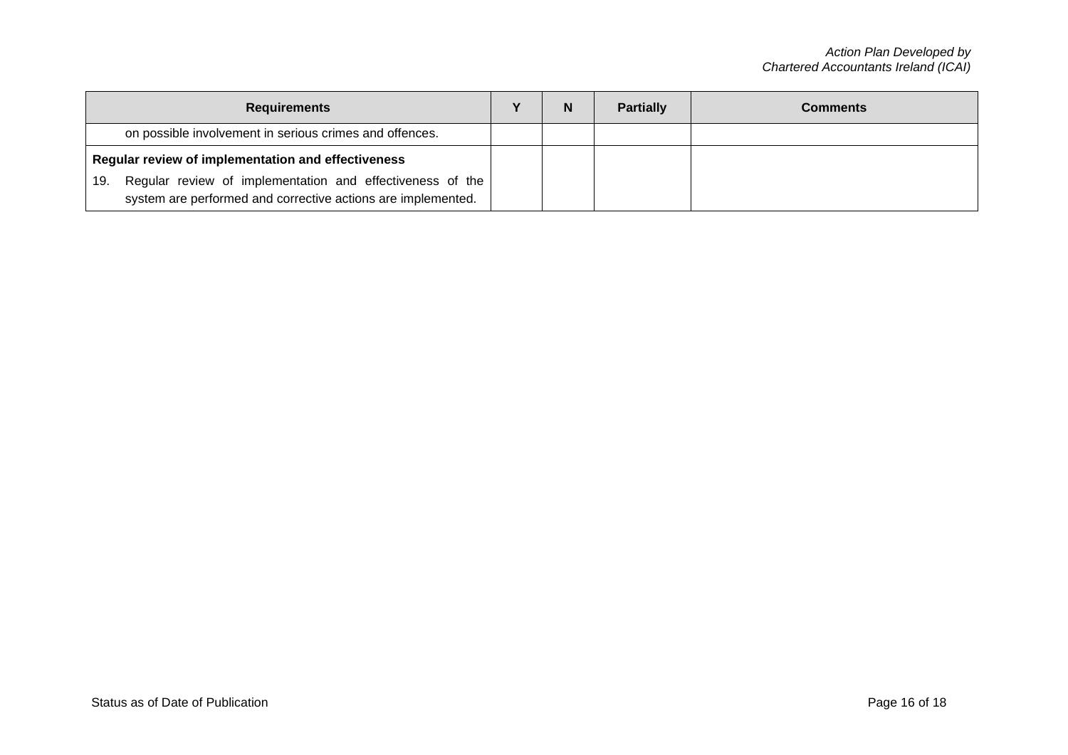| Requirements | Y | N | Partially | Comments |
| --- | --- | --- | --- | --- |
| on possible involvement in serious crimes and offences. | | | | |
| **Regular review of implementation and effectiveness**<br>19. Regular review of implementation and effectiveness of the system are performed and corrective actions are implemented. | | | | |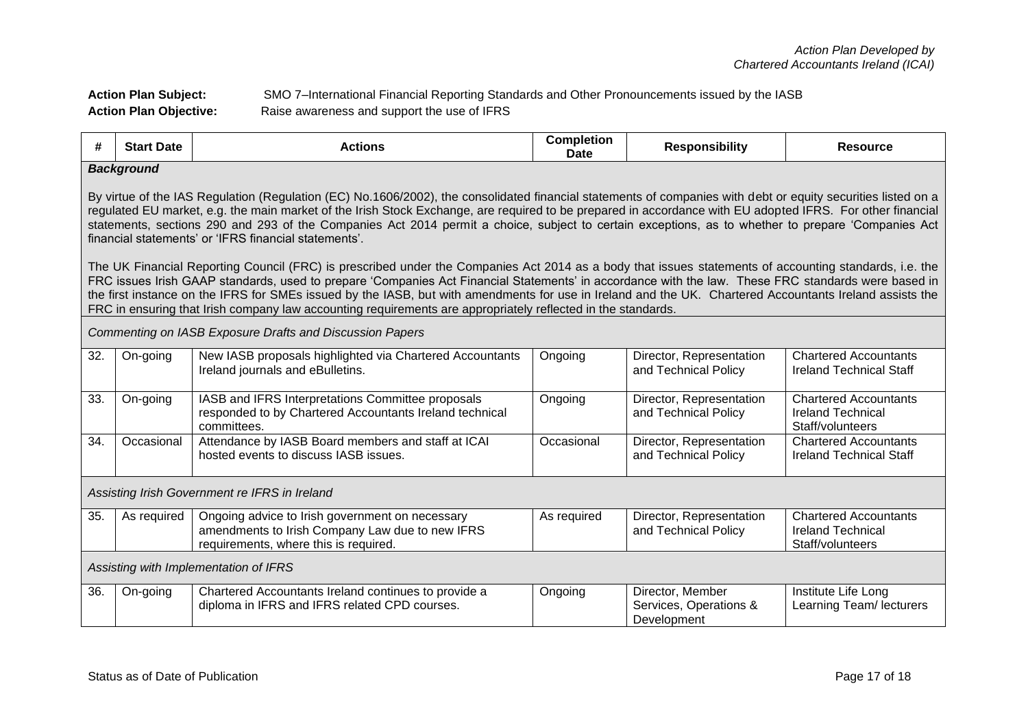*Action Plan Developed by Chartered Accountants Ireland (ICAI)*

**Action Plan Subject:** SMO 7–International Financial Reporting Standards and Other Pronouncements issued by the IASB

**Action Plan Objective:** Raise awareness and support the use of IFRS

| # | Start Date | Actions | Completion Date | Responsibility | Resource |
|---|---|---|---|---|---|
| ***Background*** | | | | | |
| By virtue of the IAS Regulation (Regulation (EC) No.1606/2002), the consolidated financial statements of companies with debt or equity securities listed on a regulated EU market, e.g. the main market of the Irish Stock Exchange, are required to be prepared in accordance with EU adopted IFRS. For other financial statements, sections 290 and 293 of the Companies Act 2014 permit a choice, subject to certain exceptions, as to whether to prepare 'Companies Act financial statements' or 'IFRS financial statements'.<br><br>The UK Financial Reporting Council (FRC) is prescribed under the Companies Act 2014 as a body that issues statements of accounting standards, i.e. the FRC issues Irish GAAP standards, used to prepare 'Companies Act Financial Statements' in accordance with the law. These FRC standards were based in the first instance on the IFRS for SMEs issued by the IASB, but with amendments for use in Ireland and the UK. Chartered Accountants Ireland assists the FRC in ensuring that Irish company law accounting requirements are appropriately reflected in the standards. | | | | | |
| *Commenting on IASB Exposure Drafts and Discussion Papers* | | | | | |
| 32. | On-going | New IASB proposals highlighted via Chartered Accountants Ireland journals and eBulletins. | Ongoing | Director, Representation and Technical Policy | Chartered Accountants Ireland Technical Staff |
| 33. | On-going | IASB and IFRS Interpretations Committee proposals responded to by Chartered Accountants Ireland technical committees. | Ongoing | Director, Representation and Technical Policy | Chartered Accountants Ireland Technical Staff/volunteers |
| 34. | Occasional | Attendance by IASB Board members and staff at ICAI hosted events to discuss IASB issues. | Occasional | Director, Representation and Technical Policy | Chartered Accountants Ireland Technical Staff |
| *Assisting Irish Government re IFRS in Ireland* | | | | | |
| 35. | As required | Ongoing advice to Irish government on necessary amendments to Irish Company Law due to new IFRS requirements, where this is required. | As required | Director, Representation and Technical Policy | Chartered Accountants Ireland Technical Staff/volunteers |
| *Assisting with Implementation of IFRS* | | | | | |
| 36. | On-going | Chartered Accountants Ireland continues to provide a diploma in IFRS and IFRS related CPD courses. | Ongoing | Director, Member Services, Operations & Development | Institute Life Long Learning Team/ lecturers |

Status as of Date of Publication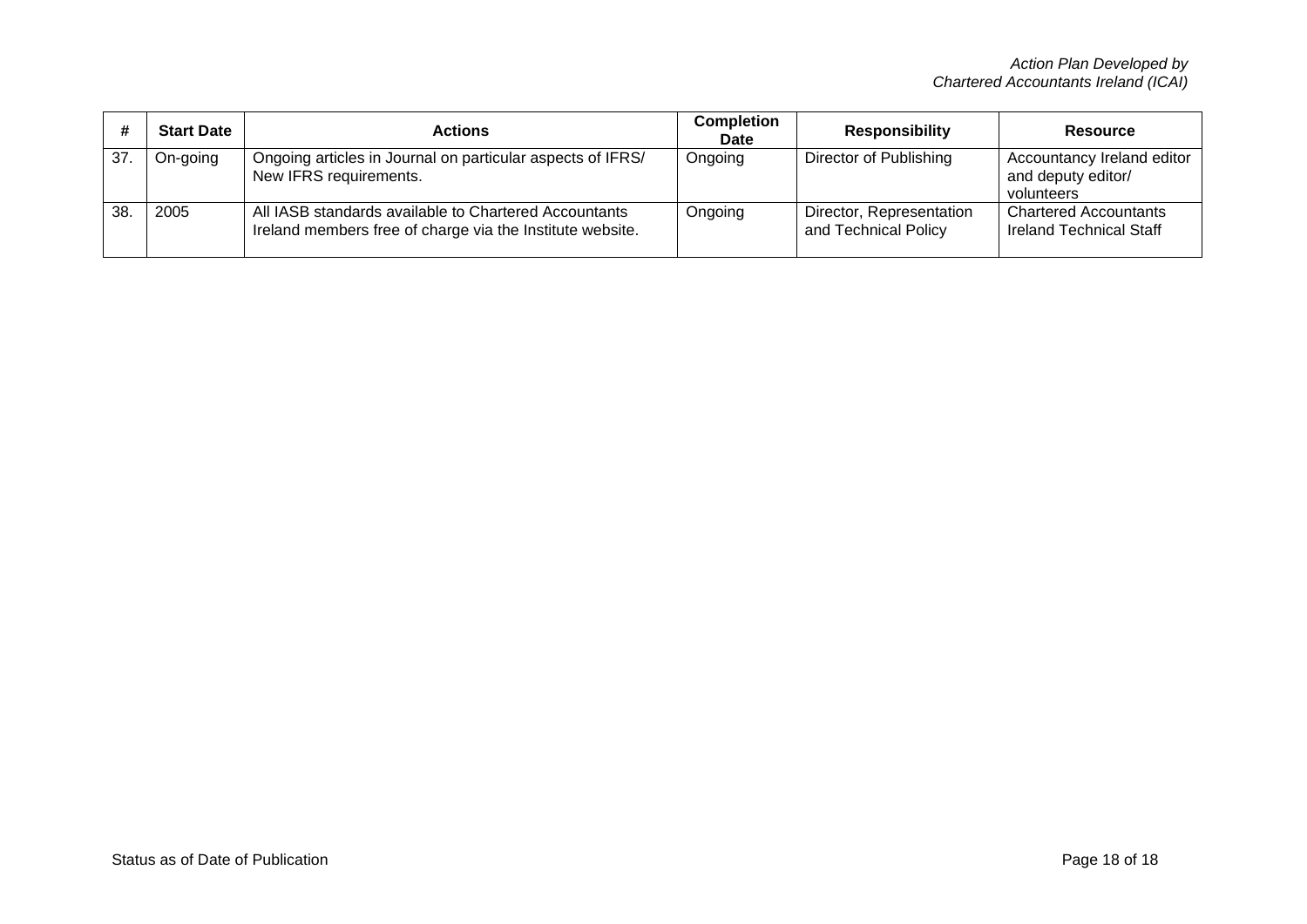| # | Start Date | Actions | Completion Date | Responsibility | Resource |
|---|---|---|---|---|---|
| 37. | On-going | Ongoing articles in Journal on particular aspects of IFRS/ New IFRS requirements. | Ongoing | Director of Publishing | Accountancy Ireland editor and deputy editor/ volunteers |
| 38. | 2005 | All IASB standards available to Chartered Accountants Ireland members free of charge via the Institute website. | Ongoing | Director, Representation and Technical Policy | Chartered Accountants Ireland Technical Staff |